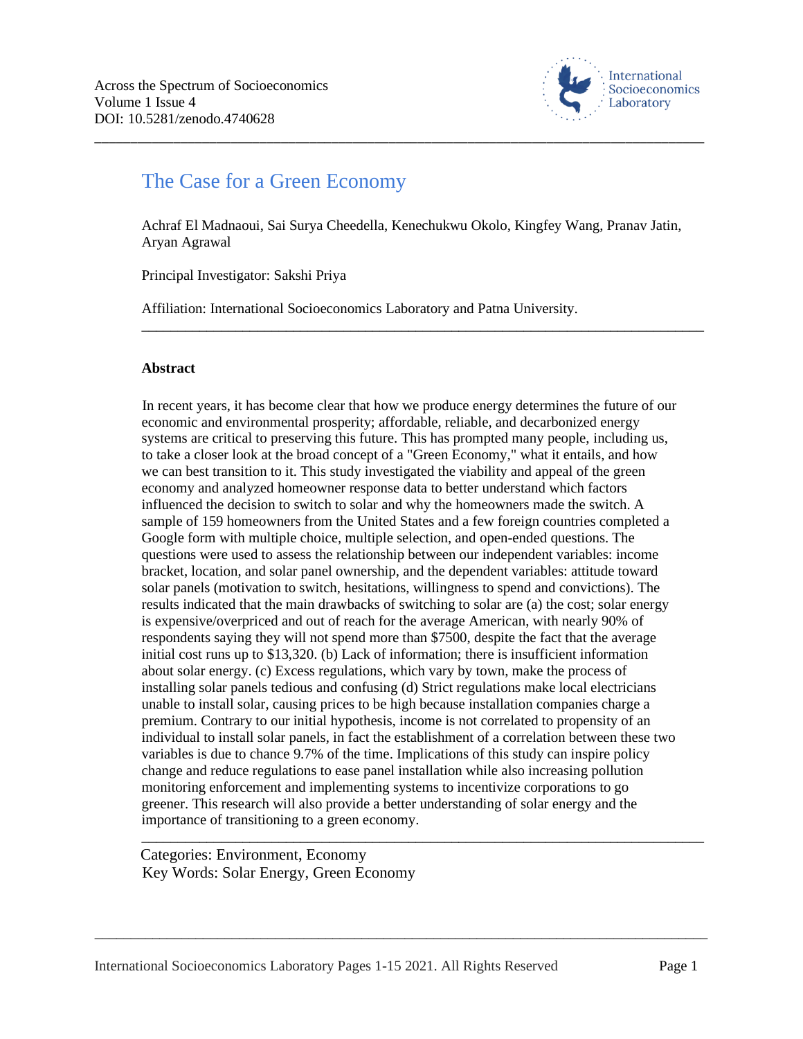Across the Spectrum of Socioeconomics
Volume 1 Issue 4
DOI: 10.5281/zenodo.4740628

# The Case for a Green Economy

Achraf El Madnaoui, Sai Surya Cheedella, Kenechukwu Okolo, Kingfey Wang, Pranav Jatin, Aryan Agrawal

Principal Investigator: Sakshi Priya

Affiliation: International Socioeconomics Laboratory and Patna University.

---

**Abstract**

In recent years, it has become clear that how we produce energy determines the future of our economic and environmental prosperity; affordable, reliable, and decarbonized energy systems are critical to preserving this future. This has prompted many people, including us, to take a closer look at the broad concept of a "Green Economy," what it entails, and how we can best transition to it. This study investigated the viability and appeal of the green economy and analyzed homeowner response data to better understand which factors influenced the decision to switch to solar and why the homeowners made the switch. A sample of 159 homeowners from the United States and a few foreign countries completed a Google form with multiple choice, multiple selection, and open-ended questions. The questions were used to assess the relationship between our independent variables: income bracket, location, and solar panel ownership, and the dependent variables: attitude toward solar panels (motivation to switch, hesitations, willingness to spend and convictions). The results indicated that the main drawbacks of switching to solar are (a) the cost; solar energy is expensive/overpriced and out of reach for the average American, with nearly 90% of respondents saying they will not spend more than $7500, despite the fact that the average initial cost runs up to $13,320. (b) Lack of information; there is insufficient information about solar energy. (c) Excess regulations, which vary by town, make the process of installing solar panels tedious and confusing (d) Strict regulations make local electricians unable to install solar, causing prices to be high because installation companies charge a premium. Contrary to our initial hypothesis, income is not correlated to propensity of an individual to install solar panels, in fact the establishment of a correlation between these two variables is due to chance 9.7% of the time. Implications of this study can inspire policy change and reduce regulations to ease panel installation while also increasing pollution monitoring enforcement and implementing systems to incentivize corporations to go greener. This research will also provide a better understanding of solar energy and the importance of transitioning to a green economy.

---

Categories: Environment, Economy
Key Words: Solar Energy, Green Economy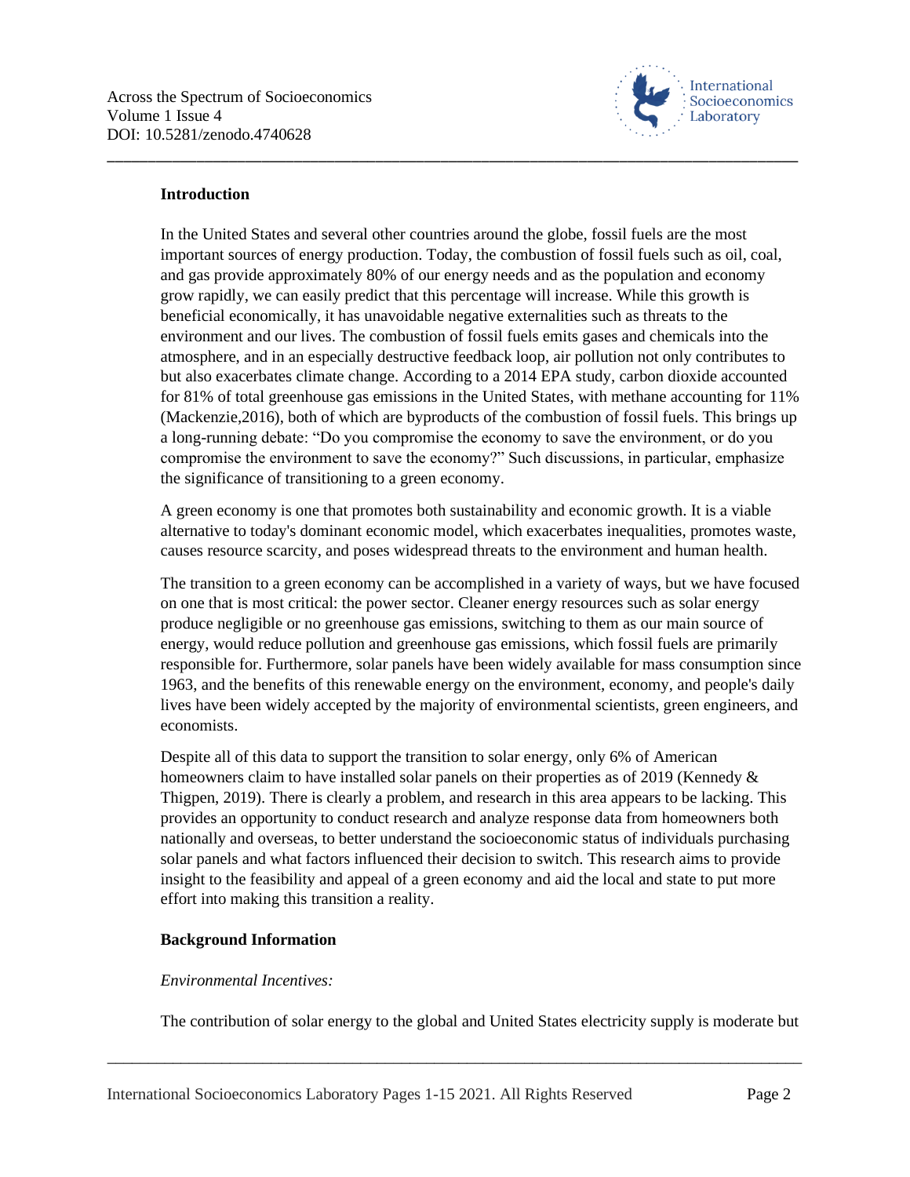**Introduction**

In the United States and several other countries around the globe, fossil fuels are the most important sources of energy production. Today, the combustion of fossil fuels such as oil, coal, and gas provide approximately 80% of our energy needs and as the population and economy grow rapidly, we can easily predict that this percentage will increase. While this growth is beneficial economically, it has unavoidable negative externalities such as threats to the environment and our lives. The combustion of fossil fuels emits gases and chemicals into the atmosphere, and in an especially destructive feedback loop, air pollution not only contributes to but also exacerbates climate change. According to a 2014 EPA study, carbon dioxide accounted for 81% of total greenhouse gas emissions in the United States, with methane accounting for 11% (Mackenzie,2016), both of which are byproducts of the combustion of fossil fuels. This brings up a long-running debate: "Do you compromise the economy to save the environment, or do you compromise the environment to save the economy?" Such discussions, in particular, emphasize the significance of transitioning to a green economy.

A green economy is one that promotes both sustainability and economic growth. It is a viable alternative to today's dominant economic model, which exacerbates inequalities, promotes waste, causes resource scarcity, and poses widespread threats to the environment and human health.

The transition to a green economy can be accomplished in a variety of ways, but we have focused on one that is most critical: the power sector. Cleaner energy resources such as solar energy produce negligible or no greenhouse gas emissions, switching to them as our main source of energy, would reduce pollution and greenhouse gas emissions, which fossil fuels are primarily responsible for. Furthermore, solar panels have been widely available for mass consumption since 1963, and the benefits of this renewable energy on the environment, economy, and people's daily lives have been widely accepted by the majority of environmental scientists, green engineers, and economists.

Despite all of this data to support the transition to solar energy, only 6% of American homeowners claim to have installed solar panels on their properties as of 2019 (Kennedy & Thigpen, 2019). There is clearly a problem, and research in this area appears to be lacking. This provides an opportunity to conduct research and analyze response data from homeowners both nationally and overseas, to better understand the socioeconomic status of individuals purchasing solar panels and what factors influenced their decision to switch. This research aims to provide insight to the feasibility and appeal of a green economy and aid the local and state to put more effort into making this transition a reality.

**Background Information**

*Environmental Incentives:*

The contribution of solar energy to the global and United States electricity supply is moderate but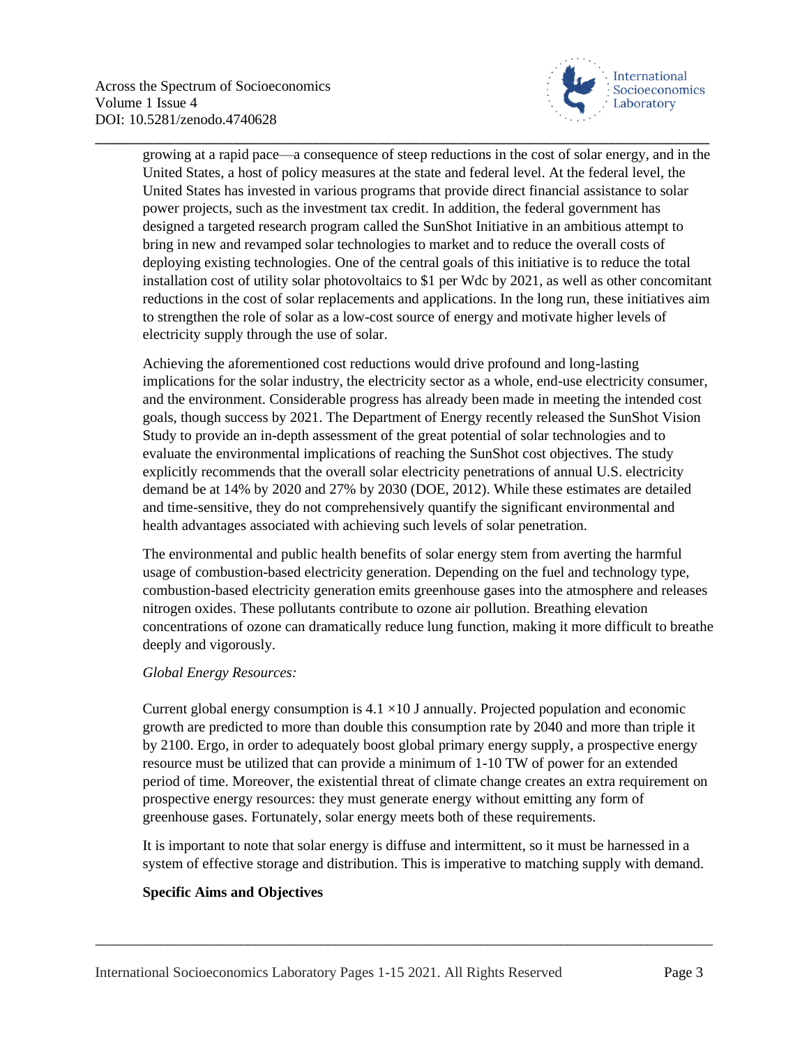growing at a rapid pace—a consequence of steep reductions in the cost of solar energy, and in the United States, a host of policy measures at the state and federal level. At the federal level, the United States has invested in various programs that provide direct financial assistance to solar power projects, such as the investment tax credit. In addition, the federal government has designed a targeted research program called the SunShot Initiative in an ambitious attempt to bring in new and revamped solar technologies to market and to reduce the overall costs of deploying existing technologies. One of the central goals of this initiative is to reduce the total installation cost of utility solar photovoltaics to $1 per Wdc by 2021, as well as other concomitant reductions in the cost of solar replacements and applications. In the long run, these initiatives aim to strengthen the role of solar as a low-cost source of energy and motivate higher levels of electricity supply through the use of solar.

Achieving the aforementioned cost reductions would drive profound and long-lasting implications for the solar industry, the electricity sector as a whole, end-use electricity consumer, and the environment. Considerable progress has already been made in meeting the intended cost goals, though success by 2021. The Department of Energy recently released the SunShot Vision Study to provide an in-depth assessment of the great potential of solar technologies and to evaluate the environmental implications of reaching the SunShot cost objectives. The study explicitly recommends that the overall solar electricity penetrations of annual U.S. electricity demand be at 14% by 2020 and 27% by 2030 (DOE, 2012). While these estimates are detailed and time-sensitive, they do not comprehensively quantify the significant environmental and health advantages associated with achieving such levels of solar penetration.

The environmental and public health benefits of solar energy stem from averting the harmful usage of combustion-based electricity generation. Depending on the fuel and technology type, combustion-based electricity generation emits greenhouse gases into the atmosphere and releases nitrogen oxides. These pollutants contribute to ozone air pollution. Breathing elevation concentrations of ozone can dramatically reduce lung function, making it more difficult to breathe deeply and vigorously.

*Global Energy Resources:*

Current global energy consumption is $4.1 \times 10$ J annually. Projected population and economic growth are predicted to more than double this consumption rate by 2040 and more than triple it by 2100. Ergo, in order to adequately boost global primary energy supply, a prospective energy resource must be utilized that can provide a minimum of 1-10 TW of power for an extended period of time. Moreover, the existential threat of climate change creates an extra requirement on prospective energy resources: they must generate energy without emitting any form of greenhouse gases. Fortunately, solar energy meets both of these requirements.

It is important to note that solar energy is diffuse and intermittent, so it must be harnessed in a system of effective storage and distribution. This is imperative to matching supply with demand.

**Specific Aims and Objectives**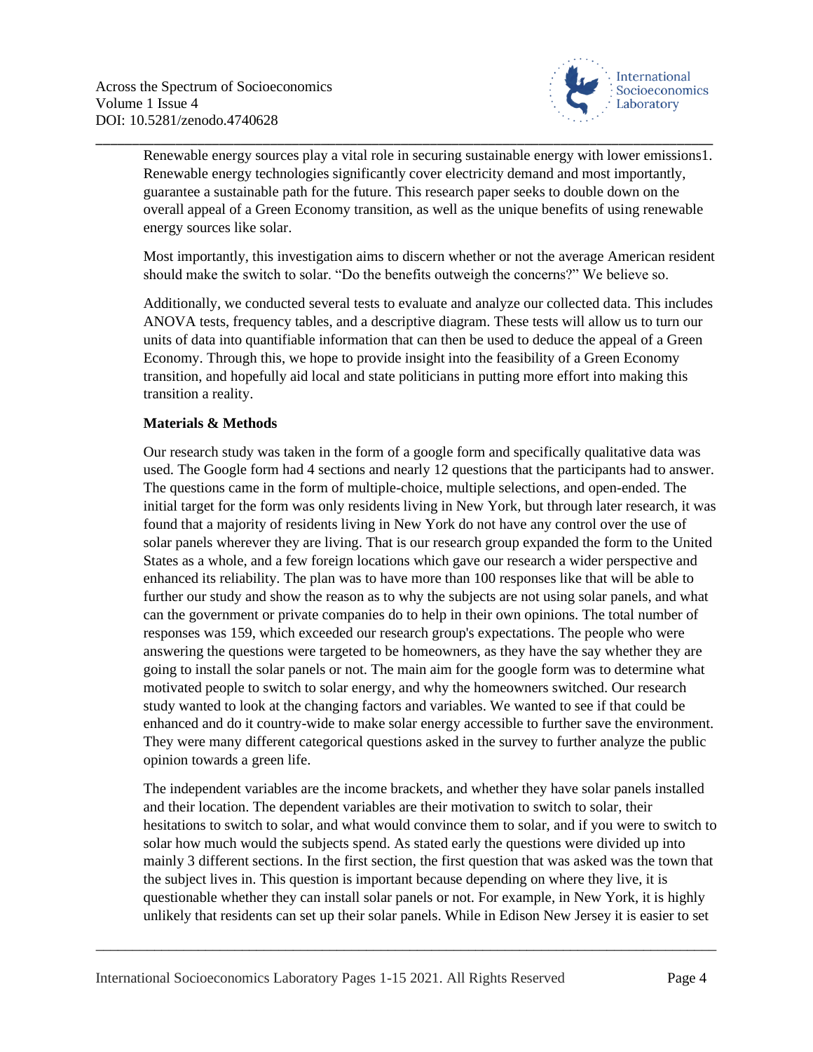Renewable energy sources play a vital role in securing sustainable energy with lower emissions1. Renewable energy technologies significantly cover electricity demand and most importantly, guarantee a sustainable path for the future. This research paper seeks to double down on the overall appeal of a Green Economy transition, as well as the unique benefits of using renewable energy sources like solar.

Most importantly, this investigation aims to discern whether or not the average American resident should make the switch to solar. "Do the benefits outweigh the concerns?" We believe so.

Additionally, we conducted several tests to evaluate and analyze our collected data. This includes ANOVA tests, frequency tables, and a descriptive diagram. These tests will allow us to turn our units of data into quantifiable information that can then be used to deduce the appeal of a Green Economy. Through this, we hope to provide insight into the feasibility of a Green Economy transition, and hopefully aid local and state politicians in putting more effort into making this transition a reality.

**Materials & Methods**

Our research study was taken in the form of a google form and specifically qualitative data was used. The Google form had 4 sections and nearly 12 questions that the participants had to answer. The questions came in the form of multiple-choice, multiple selections, and open-ended. The initial target for the form was only residents living in New York, but through later research, it was found that a majority of residents living in New York do not have any control over the use of solar panels wherever they are living. That is our research group expanded the form to the United States as a whole, and a few foreign locations which gave our research a wider perspective and enhanced its reliability. The plan was to have more than 100 responses like that will be able to further our study and show the reason as to why the subjects are not using solar panels, and what can the government or private companies do to help in their own opinions. The total number of responses was 159, which exceeded our research group's expectations. The people who were answering the questions were targeted to be homeowners, as they have the say whether they are going to install the solar panels or not. The main aim for the google form was to determine what motivated people to switch to solar energy, and why the homeowners switched. Our research study wanted to look at the changing factors and variables. We wanted to see if that could be enhanced and do it country-wide to make solar energy accessible to further save the environment. They were many different categorical questions asked in the survey to further analyze the public opinion towards a green life.

The independent variables are the income brackets, and whether they have solar panels installed and their location. The dependent variables are their motivation to switch to solar, their hesitations to switch to solar, and what would convince them to solar, and if you were to switch to solar how much would the subjects spend. As stated early the questions were divided up into mainly 3 different sections. In the first section, the first question that was asked was the town that the subject lives in. This question is important because depending on where they live, it is questionable whether they can install solar panels or not. For example, in New York, it is highly unlikely that residents can set up their solar panels. While in Edison New Jersey it is easier to set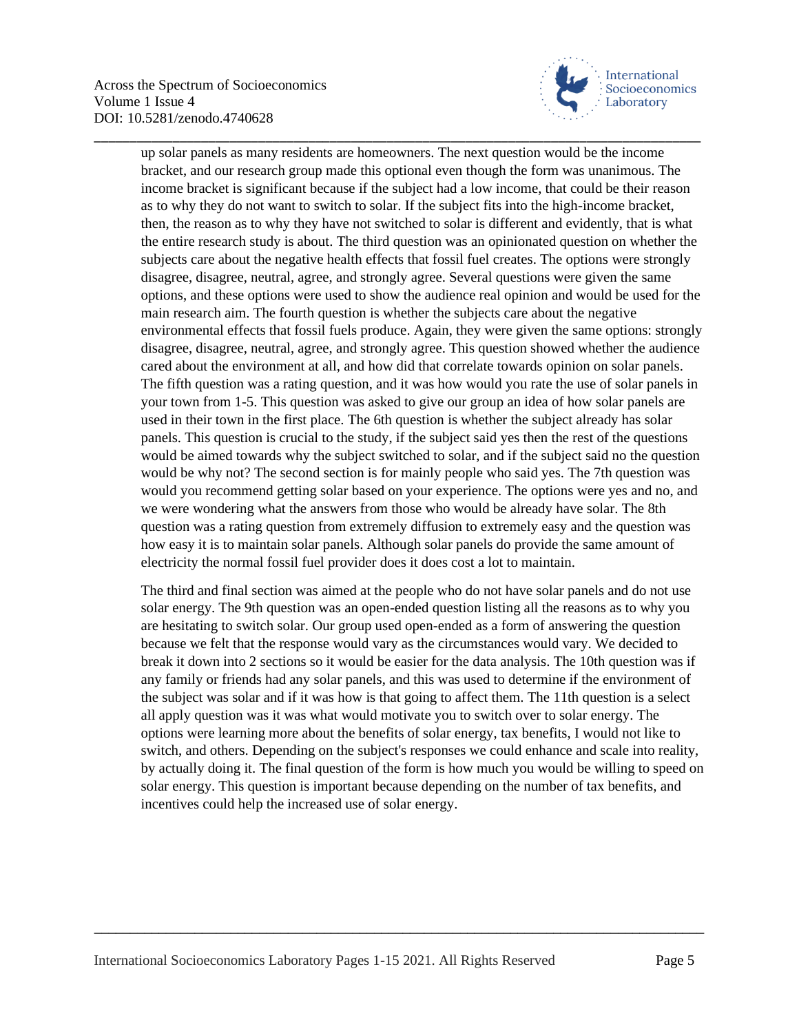up solar panels as many residents are homeowners. The next question would be the income bracket, and our research group made this optional even though the form was unanimous. The income bracket is significant because if the subject had a low income, that could be their reason as to why they do not want to switch to solar. If the subject fits into the high-income bracket, then, the reason as to why they have not switched to solar is different and evidently, that is what the entire research study is about. The third question was an opinionated question on whether the subjects care about the negative health effects that fossil fuel creates. The options were strongly disagree, disagree, neutral, agree, and strongly agree. Several questions were given the same options, and these options were used to show the audience real opinion and would be used for the main research aim. The fourth question is whether the subjects care about the negative environmental effects that fossil fuels produce. Again, they were given the same options: strongly disagree, disagree, neutral, agree, and strongly agree. This question showed whether the audience cared about the environment at all, and how did that correlate towards opinion on solar panels. The fifth question was a rating question, and it was how would you rate the use of solar panels in your town from 1-5. This question was asked to give our group an idea of how solar panels are used in their town in the first place. The 6th question is whether the subject already has solar panels. This question is crucial to the study, if the subject said yes then the rest of the questions would be aimed towards why the subject switched to solar, and if the subject said no the question would be why not? The second section is for mainly people who said yes. The 7th question was would you recommend getting solar based on your experience. The options were yes and no, and we were wondering what the answers from those who would be already have solar. The 8th question was a rating question from extremely diffusion to extremely easy and the question was how easy it is to maintain solar panels. Although solar panels do provide the same amount of electricity the normal fossil fuel provider does it does cost a lot to maintain.

The third and final section was aimed at the people who do not have solar panels and do not use solar energy. The 9th question was an open-ended question listing all the reasons as to why you are hesitating to switch solar. Our group used open-ended as a form of answering the question because we felt that the response would vary as the circumstances would vary. We decided to break it down into 2 sections so it would be easier for the data analysis. The 10th question was if any family or friends had any solar panels, and this was used to determine if the environment of the subject was solar and if it was how is that going to affect them. The 11th question is a select all apply question was it was what would motivate you to switch over to solar energy. The options were learning more about the benefits of solar energy, tax benefits, I would not like to switch, and others. Depending on the subject's responses we could enhance and scale into reality, by actually doing it. The final question of the form is how much you would be willing to speed on solar energy. This question is important because depending on the number of tax benefits, and incentives could help the increased use of solar energy.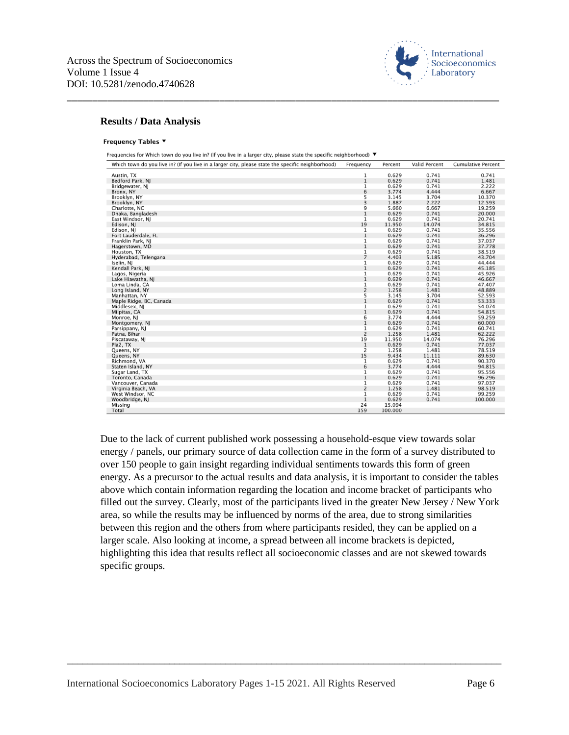### Results / Data Analysis

**Frequency Tables ▼**

Frequencies for Which town do you live in? (If you live in a larger city, please state the specific neighborhood) ▼

| Which town do you live in? (If you live in a larger city, please state the specific neighborhood) | Frequency | Percent | Valid Percent | Cumulative Percent |
|---|---|---|---|---|
| Austin, TX | 1 | 0.629 | 0.741 | 0.741 |
| Bedford Park, NJ | 1 | 0.629 | 0.741 | 1.481 |
| Bridgewater, NJ | 1 | 0.629 | 0.741 | 2.222 |
| Bronx, NY | 6 | 3.774 | 4.444 | 6.667 |
| Brooklyn, NY | 5 | 3.145 | 3.704 | 10.370 |
| Brooklyn, NY | 3 | 1.887 | 2.222 | 12.593 |
| Charlotte, NC | 9 | 5.660 | 6.667 | 19.259 |
| Dhaka, Bangladesh | 1 | 0.629 | 0.741 | 20.000 |
| East Windsor, NJ | 1 | 0.629 | 0.741 | 20.741 |
| Edison, NJ | 19 | 11.950 | 14.074 | 34.815 |
| Edison, NJ | 1 | 0.629 | 0.741 | 35.556 |
| Fort Lauderdale, FL | 1 | 0.629 | 0.741 | 36.296 |
| Franklin Park, NJ | 1 | 0.629 | 0.741 | 37.037 |
| Hagerstown, MD | 1 | 0.629 | 0.741 | 37.778 |
| Houston, TX | 1 | 0.629 | 0.741 | 38.519 |
| Hyderabad, Telengana | 7 | 4.403 | 5.185 | 43.704 |
| Iselin, NJ | 1 | 0.629 | 0.741 | 44.444 |
| Kendall Park, NJ | 1 | 0.629 | 0.741 | 45.185 |
| Lagos, Nigeria | 1 | 0.629 | 0.741 | 45.926 |
| Lake Hiawatha, NJ | 1 | 0.629 | 0.741 | 46.667 |
| Loma Linda, CA | 1 | 0.629 | 0.741 | 47.407 |
| Long Island, NY | 2 | 1.258 | 1.481 | 48.889 |
| Manhattan, NY | 5 | 3.145 | 3.704 | 52.593 |
| Maple Ridge, BC, Canada | 1 | 0.629 | 0.741 | 53.333 |
| Middlesex, NJ | 1 | 0.629 | 0.741 | 54.074 |
| Milpitas, CA | 1 | 0.629 | 0.741 | 54.815 |
| Monroe, NJ | 6 | 3.774 | 4.444 | 59.259 |
| Montgomery, NJ | 1 | 0.629 | 0.741 | 60.000 |
| Parsippany, NJ | 1 | 0.629 | 0.741 | 60.741 |
| Patna, Bihar | 2 | 1.258 | 1.481 | 62.222 |
| Piscataway, NJ | 19 | 11.950 | 14.074 | 76.296 |
| Pla2, TX | 1 | 0.629 | 0.741 | 77.037 |
| Queens, NY | 2 | 1.258 | 1.481 | 78.519 |
| Queens, NY | 15 | 9.434 | 11.111 | 89.630 |
| Richmond, VA | 1 | 0.629 | 0.741 | 90.370 |
| Staten Island, NY | 6 | 3.774 | 4.444 | 94.815 |
| Sugar Land, TX | 1 | 0.629 | 0.741 | 95.556 |
| Toronto, Canada | 1 | 0.629 | 0.741 | 96.296 |
| Vancouver, Canada | 1 | 0.629 | 0.741 | 97.037 |
| Virginia Beach, VA | 2 | 1.258 | 1.481 | 98.519 |
| West Windsor, NC | 1 | 0.629 | 0.741 | 99.259 |
| Woodbridge, NJ | 1 | 0.629 | 0.741 | 100.000 |
| Missing | 24 | 15.094 | | |
| Total | 159 | 100.000 | | |

Due to the lack of current published work possessing a household-esque view towards solar energy / panels, our primary source of data collection came in the form of a survey distributed to over 150 people to gain insight regarding individual sentiments towards this form of green energy. As a precursor to the actual results and data analysis, it is important to consider the tables above which contain information regarding the location and income bracket of participants who filled out the survey. Clearly, most of the participants lived in the greater New Jersey / New York area, so while the results may be influenced by norms of the area, due to strong similarities between this region and the others from where participants resided, they can be applied on a larger scale. Also looking at income, a spread between all income brackets is depicted, highlighting this idea that results reflect all socioeconomic classes and are not skewed towards specific groups.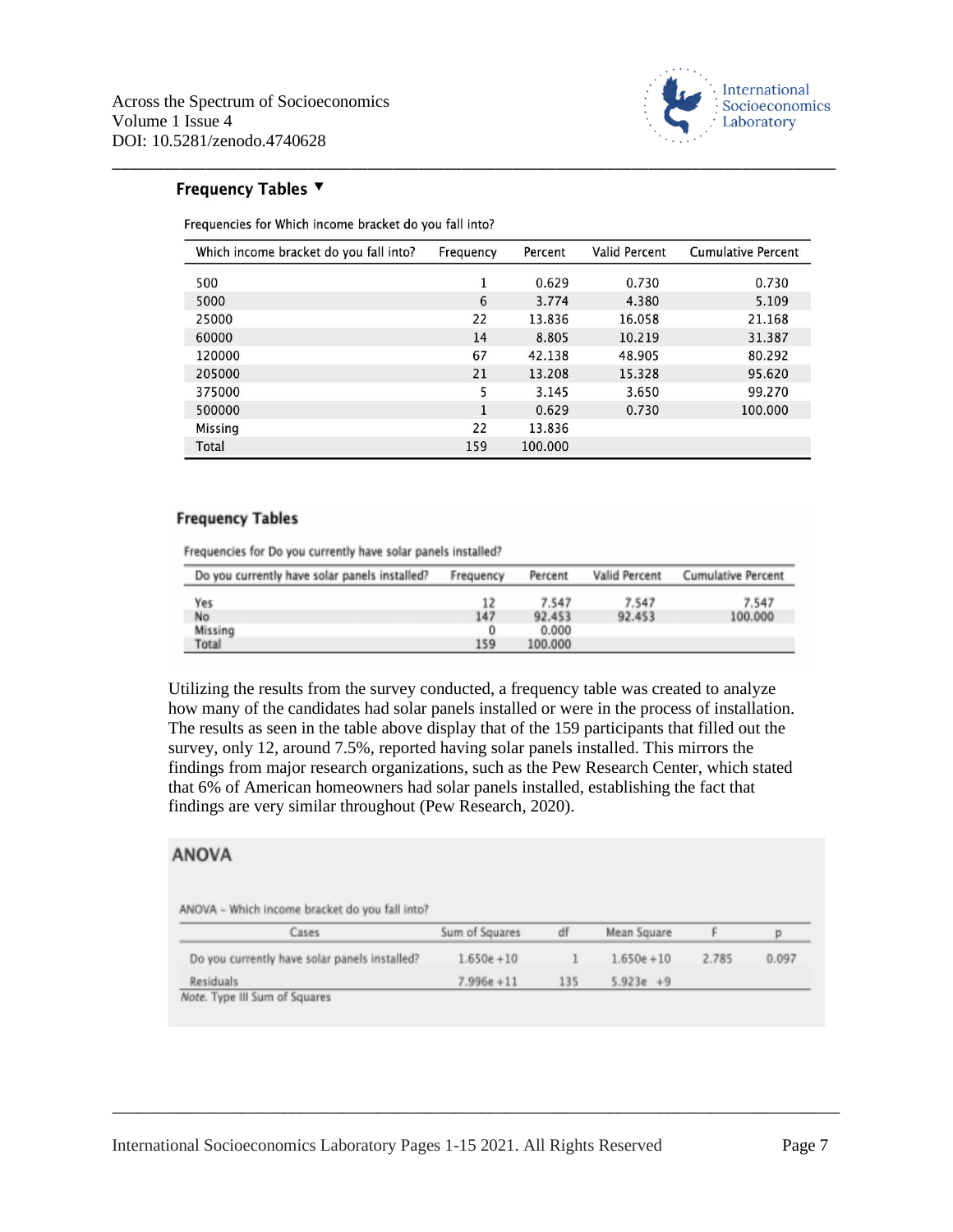### Frequency Tables ▼

Frequencies for Which income bracket do you fall into?

| Which income bracket do you fall into? | Frequency | Percent | Valid Percent | Cumulative Percent |
|---|---|---|---|---|
| 500 | 1 | 0.629 | 0.730 | 0.730 |
| 5000 | 6 | 3.774 | 4.380 | 5.109 |
| 25000 | 22 | 13.836 | 16.058 | 21.168 |
| 60000 | 14 | 8.805 | 10.219 | 31.387 |
| 120000 | 67 | 42.138 | 48.905 | 80.292 |
| 205000 | 21 | 13.208 | 15.328 | 95.620 |
| 375000 | 5 | 3.145 | 3.650 | 99.270 |
| 500000 | 1 | 0.629 | 0.730 | 100.000 |
| Missing | 22 | 13.836 | | |
| Total | 159 | 100.000 | | |

### Frequency Tables

Frequencies for Do you currently have solar panels installed?

| Do you currently have solar panels installed? | Frequency | Percent | Valid Percent | Cumulative Percent |
|---|---|---|---|---|
| Yes | 12 | 7.547 | 7.547 | 7.547 |
| No | 147 | 92.453 | 92.453 | 100.000 |
| Missing | 0 | 0.000 | | |
| Total | 159 | 100.000 | | |

Utilizing the results from the survey conducted, a frequency table was created to analyze how many of the candidates had solar panels installed or were in the process of installation. The results as seen in the table above display that of the 159 participants that filled out the survey, only 12, around 7.5%, reported having solar panels installed. This mirrors the findings from major research organizations, such as the Pew Research Center, which stated that 6% of American homeowners had solar panels installed, establishing the fact that findings are very similar throughout (Pew Research, 2020).

### ANOVA

ANOVA – Which income bracket do you fall into?

| Cases | Sum of Squares | df | Mean Square | F | p |
|---|---|---|---|---|---|
| Do you currently have solar panels installed? | 1.650e +10 | 1 | 1.650e +10 | 2.785 | 0.097 |
| Residuals | 7.996e +11 | 135 | 5.923e +9 | | |

*Note.* Type III Sum of Squares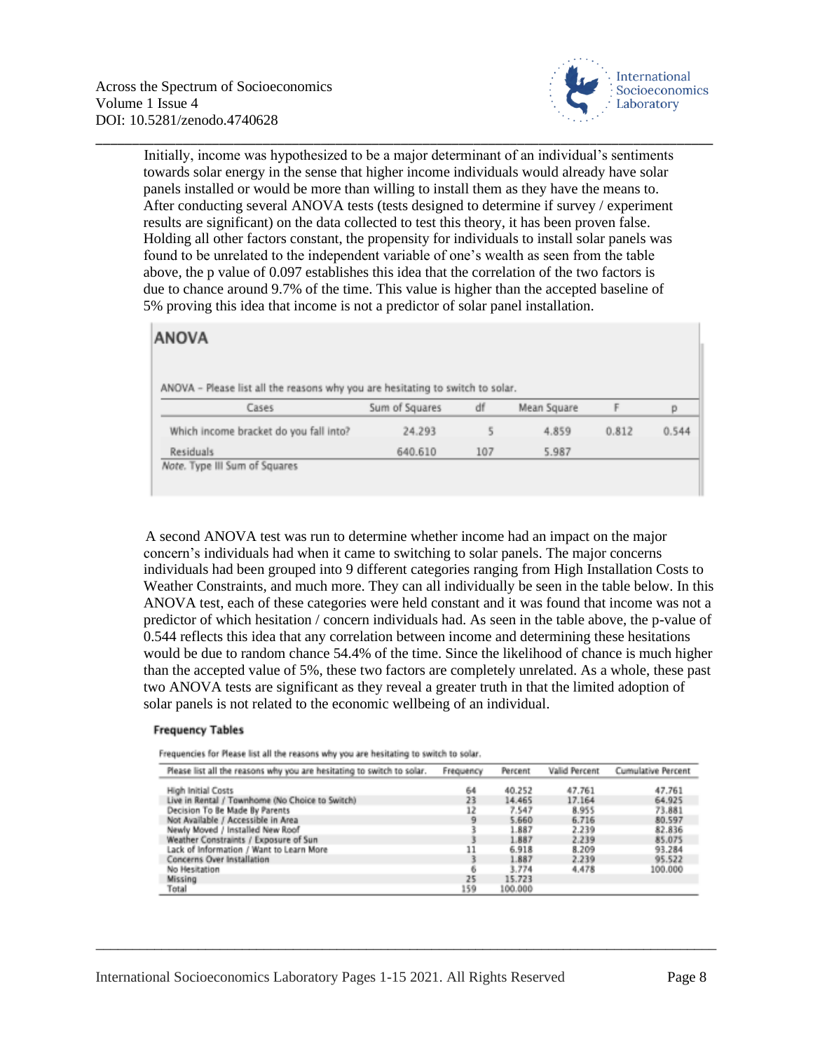Initially, income was hypothesized to be a major determinant of an individual's sentiments towards solar energy in the sense that higher income individuals would already have solar panels installed or would be more than willing to install them as they have the means to. After conducting several ANOVA tests (tests designed to determine if survey / experiment results are significant) on the data collected to test this theory, it has been proven false. Holding all other factors constant, the propensity for individuals to install solar panels was found to be unrelated to the independent variable of one's wealth as seen from the table above, the p value of 0.097 establishes this idea that the correlation of the two factors is due to chance around 9.7% of the time. This value is higher than the accepted baseline of 5% proving this idea that income is not a predictor of solar panel installation.

## ANOVA

ANOVA – Please list all the reasons why you are hesitating to switch to solar.

| Cases | Sum of Squares | df | Mean Square | F | p |
|---|---|---|---|---|---|
| Which income bracket do you fall into? | 24.293 | 5 | 4.859 | 0.812 | 0.544 |
| Residuals | 640.610 | 107 | 5.987 | | |

*Note.* Type III Sum of Squares

A second ANOVA test was run to determine whether income had an impact on the major concern's individuals had when it came to switching to solar panels. The major concerns individuals had been grouped into 9 different categories ranging from High Installation Costs to Weather Constraints, and much more. They can all individually be seen in the table below. In this ANOVA test, each of these categories were held constant and it was found that income was not a predictor of which hesitation / concern individuals had. As seen in the table above, the p-value of 0.544 reflects this idea that any correlation between income and determining these hesitations would be due to random chance 54.4% of the time. Since the likelihood of chance is much higher than the accepted value of 5%, these two factors are completely unrelated. As a whole, these past two ANOVA tests are significant as they reveal a greater truth in that the limited adoption of solar panels is not related to the economic wellbeing of an individual.

### Frequency Tables

Frequencies for Please list all the reasons why you are hesitating to switch to solar.

| Please list all the reasons why you are hesitating to switch to solar. | Frequency | Percent | Valid Percent | Cumulative Percent |
|---|---|---|---|---|
| High Initial Costs | 64 | 40.252 | 47.761 | 47.761 |
| Live in Rental / Townhome (No Choice to Switch) | 23 | 14.465 | 17.164 | 64.925 |
| Decision To Be Made By Parents | 12 | 7.547 | 8.955 | 73.881 |
| Not Available / Accessible in Area | 9 | 5.660 | 6.716 | 80.597 |
| Newly Moved / Installed New Roof | 3 | 1.887 | 2.239 | 82.836 |
| Weather Constraints / Exposure of Sun | 3 | 1.887 | 2.239 | 85.075 |
| Lack of Information / Want to Learn More | 11 | 6.918 | 8.209 | 93.284 |
| Concerns Over Installation | 3 | 1.887 | 2.239 | 95.522 |
| No Hesitation | 6 | 3.774 | 4.478 | 100.000 |
| Missing | 25 | 15.723 | | |
| Total | 159 | 100.000 | | |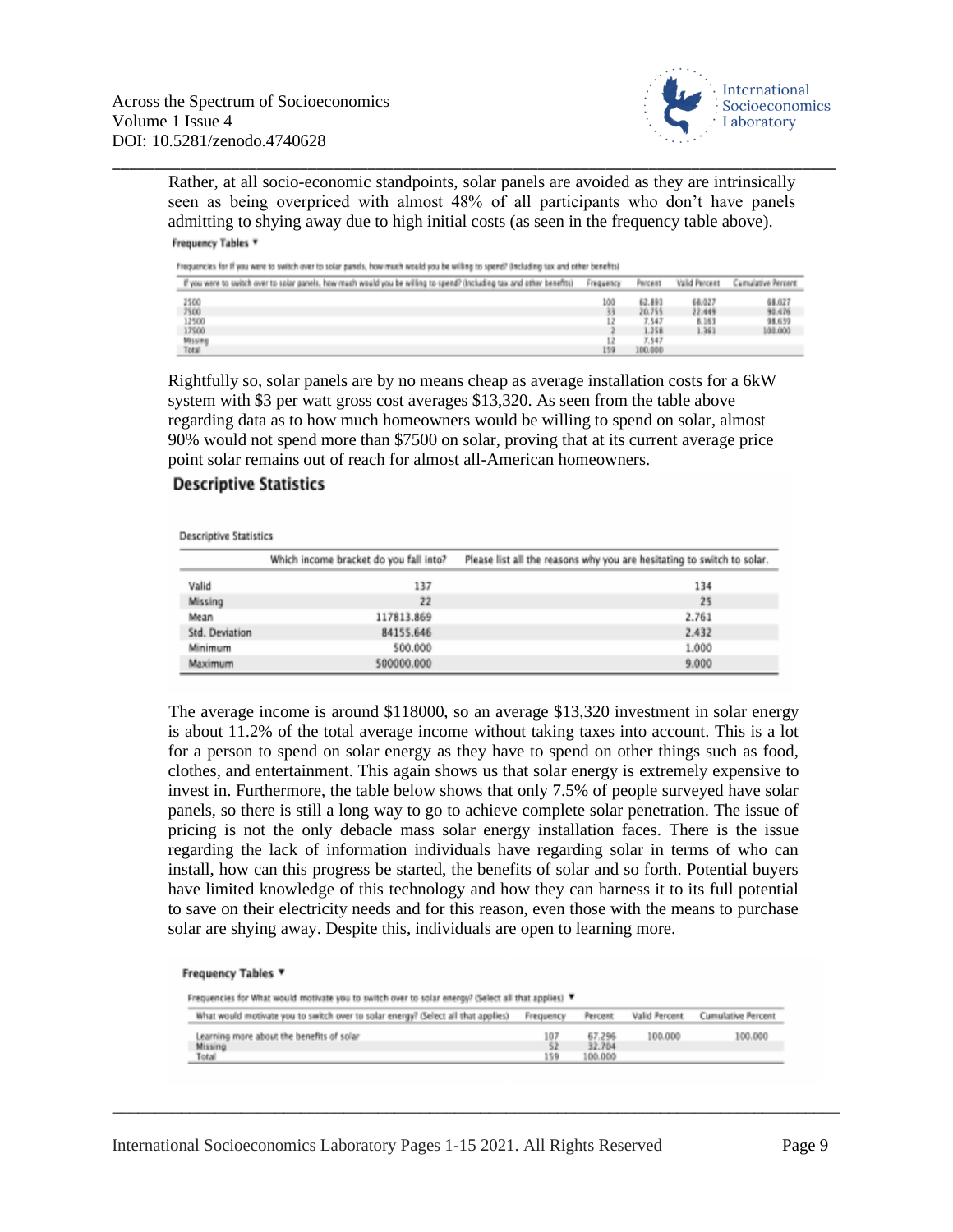Rather, at all socio-economic standpoints, solar panels are avoided as they are intrinsically seen as being overpriced with almost 48% of all participants who don't have panels admitting to shying away due to high initial costs (as seen in the frequency table above).

**Frequency Tables ▼**

Frequencies for If you were to switch over to solar panels, how much would you be willing to spend? (Including tax and other benefits)

| If you were to switch over to solar panels, how much would you be willing to spend? (Including tax and other benefits) | Frequency | Percent | Valid Percent | Cumulative Percent |
|---|---|---|---|---|
| 2500 | 100 | 62.893 | 68.027 | 68.027 |
| 7500 | 33 | 20.755 | 22.449 | 90.476 |
| 12500 | 12 | 7.547 | 8.163 | 98.639 |
| 17500 | 2 | 1.258 | 1.361 | 100.000 |
| Missing | 12 | 7.547 | | |
| Total | 159 | 100.000 | | |

Rightfully so, solar panels are by no means cheap as average installation costs for a 6kW system with $3 per watt gross cost averages $13,320. As seen from the table above regarding data as to how much homeowners would be willing to spend on solar, almost 90% would not spend more than $7500 on solar, proving that at its current average price point solar remains out of reach for almost all-American homeowners.

## Descriptive Statistics

Descriptive Statistics

| | Which income bracket do you fall into? | Please list all the reasons why you are hesitating to switch to solar. |
|---|---|---|
| Valid | 137 | 134 |
| Missing | 22 | 25 |
| Mean | 117813.869 | 2.761 |
| Std. Deviation | 84155.646 | 2.432 |
| Minimum | 500.000 | 1.000 |
| Maximum | 500000.000 | 9.000 |

The average income is around $118000, so an average $13,320 investment in solar energy is about 11.2% of the total average income without taking taxes into account. This is a lot for a person to spend on solar energy as they have to spend on other things such as food, clothes, and entertainment. This again shows us that solar energy is extremely expensive to invest in. Furthermore, the table below shows that only 7.5% of people surveyed have solar panels, so there is still a long way to go to achieve complete solar penetration. The issue of pricing is not the only debacle mass solar energy installation faces. There is the issue regarding the lack of information individuals have regarding solar in terms of who can install, how can this progress be started, the benefits of solar and so forth. Potential buyers have limited knowledge of this technology and how they can harness it to its full potential to save on their electricity needs and for this reason, even those with the means to purchase solar are shying away. Despite this, individuals are open to learning more.

**Frequency Tables ▼**

Frequencies for What would motivate you to switch over to solar energy? (Select all that applies) ▼

| What would motivate you to switch over to solar energy? (Select all that applies) | Frequency | Percent | Valid Percent | Cumulative Percent |
|---|---|---|---|---|
| Learning more about the benefits of solar | 107 | 67.296 | 100.000 | 100.000 |
| Missing | 52 | 32.704 | | |
| Total | 159 | 100.000 | | |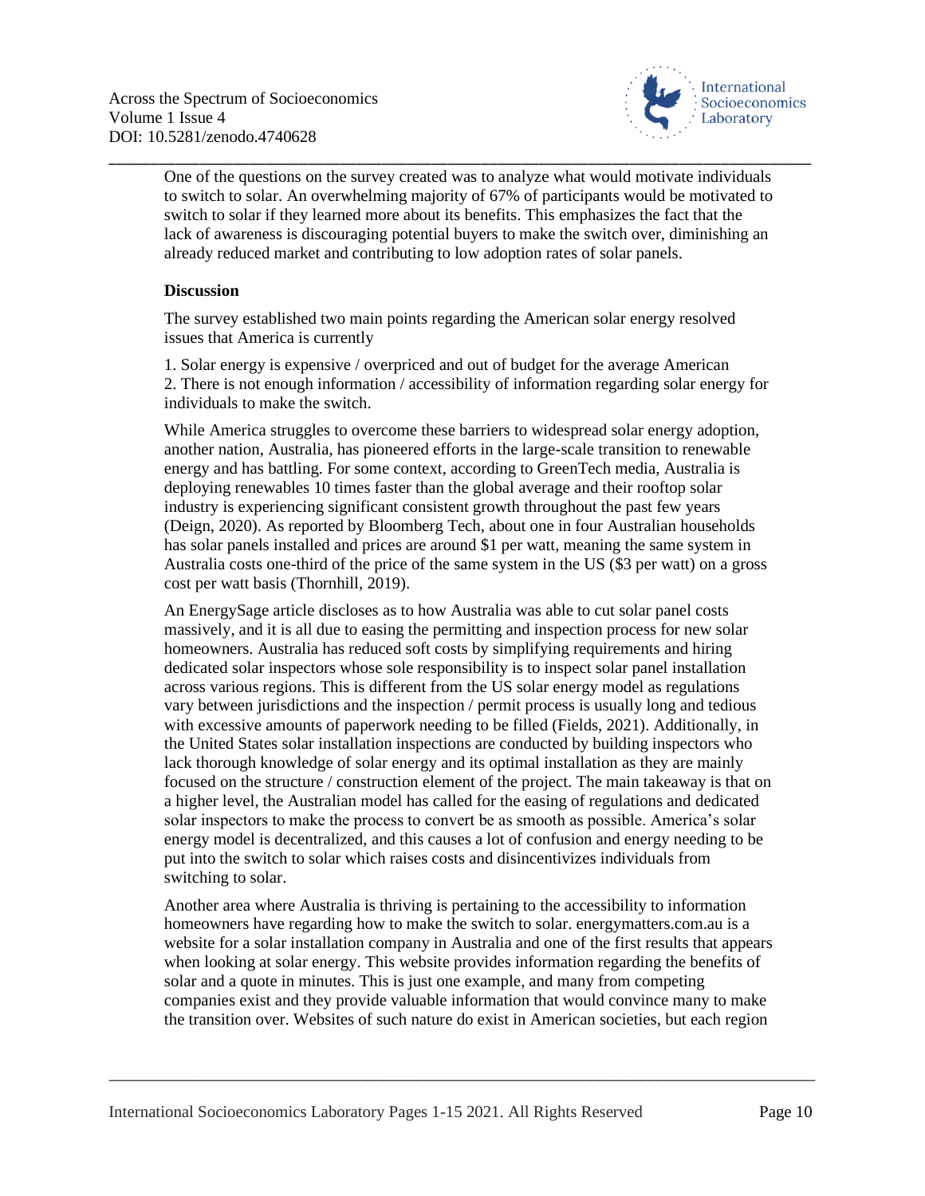One of the questions on the survey created was to analyze what would motivate individuals to switch to solar. An overwhelming majority of 67% of participants would be motivated to switch to solar if they learned more about its benefits. This emphasizes the fact that the lack of awareness is discouraging potential buyers to make the switch over, diminishing an already reduced market and contributing to low adoption rates of solar panels.

**Discussion**

The survey established two main points regarding the American solar energy resolved issues that America is currently

1. Solar energy is expensive / overpriced and out of budget for the average American
2. There is not enough information / accessibility of information regarding solar energy for individuals to make the switch.

While America struggles to overcome these barriers to widespread solar energy adoption, another nation, Australia, has pioneered efforts in the large-scale transition to renewable energy and has battling. For some context, according to GreenTech media, Australia is deploying renewables 10 times faster than the global average and their rooftop solar industry is experiencing significant consistent growth throughout the past few years (Deign, 2020). As reported by Bloomberg Tech, about one in four Australian households has solar panels installed and prices are around $1 per watt, meaning the same system in Australia costs one-third of the price of the same system in the US ($3 per watt) on a gross cost per watt basis (Thornhill, 2019).

An EnergySage article discloses as to how Australia was able to cut solar panel costs massively, and it is all due to easing the permitting and inspection process for new solar homeowners. Australia has reduced soft costs by simplifying requirements and hiring dedicated solar inspectors whose sole responsibility is to inspect solar panel installation across various regions. This is different from the US solar energy model as regulations vary between jurisdictions and the inspection / permit process is usually long and tedious with excessive amounts of paperwork needing to be filled (Fields, 2021). Additionally, in the United States solar installation inspections are conducted by building inspectors who lack thorough knowledge of solar energy and its optimal installation as they are mainly focused on the structure / construction element of the project. The main takeaway is that on a higher level, the Australian model has called for the easing of regulations and dedicated solar inspectors to make the process to convert be as smooth as possible. America's solar energy model is decentralized, and this causes a lot of confusion and energy needing to be put into the switch to solar which raises costs and disincentivizes individuals from switching to solar.

Another area where Australia is thriving is pertaining to the accessibility to information homeowners have regarding how to make the switch to solar. energymatters.com.au is a website for a solar installation company in Australia and one of the first results that appears when looking at solar energy. This website provides information regarding the benefits of solar and a quote in minutes. This is just one example, and many from competing companies exist and they provide valuable information that would convince many to make the transition over. Websites of such nature do exist in American societies, but each region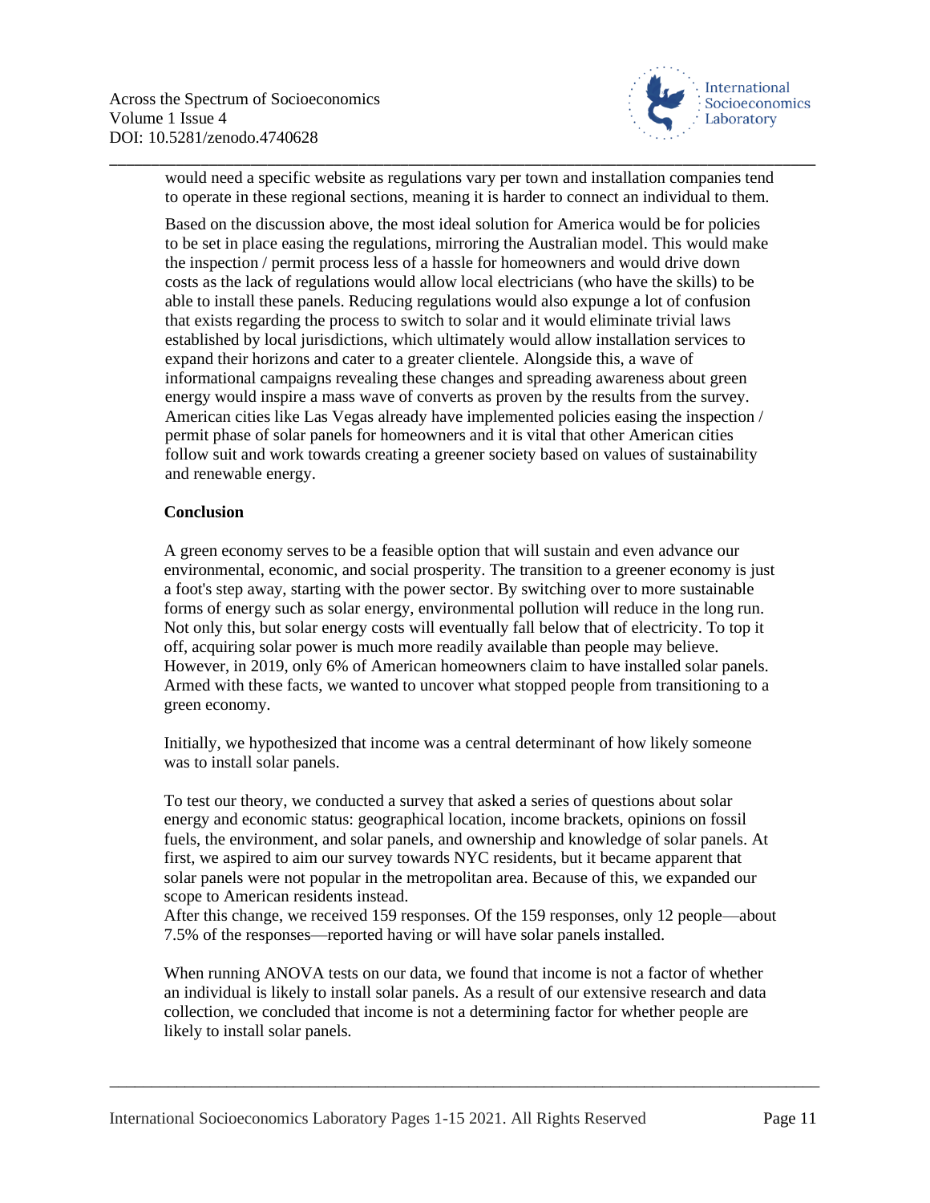would need a specific website as regulations vary per town and installation companies tend to operate in these regional sections, meaning it is harder to connect an individual to them.

Based on the discussion above, the most ideal solution for America would be for policies to be set in place easing the regulations, mirroring the Australian model. This would make the inspection / permit process less of a hassle for homeowners and would drive down costs as the lack of regulations would allow local electricians (who have the skills) to be able to install these panels. Reducing regulations would also expunge a lot of confusion that exists regarding the process to switch to solar and it would eliminate trivial laws established by local jurisdictions, which ultimately would allow installation services to expand their horizons and cater to a greater clientele. Alongside this, a wave of informational campaigns revealing these changes and spreading awareness about green energy would inspire a mass wave of converts as proven by the results from the survey. American cities like Las Vegas already have implemented policies easing the inspection / permit phase of solar panels for homeowners and it is vital that other American cities follow suit and work towards creating a greener society based on values of sustainability and renewable energy.

**Conclusion**

A green economy serves to be a feasible option that will sustain and even advance our environmental, economic, and social prosperity. The transition to a greener economy is just a foot's step away, starting with the power sector. By switching over to more sustainable forms of energy such as solar energy, environmental pollution will reduce in the long run. Not only this, but solar energy costs will eventually fall below that of electricity. To top it off, acquiring solar power is much more readily available than people may believe. However, in 2019, only 6% of American homeowners claim to have installed solar panels. Armed with these facts, we wanted to uncover what stopped people from transitioning to a green economy.

Initially, we hypothesized that income was a central determinant of how likely someone was to install solar panels.

To test our theory, we conducted a survey that asked a series of questions about solar energy and economic status: geographical location, income brackets, opinions on fossil fuels, the environment, and solar panels, and ownership and knowledge of solar panels. At first, we aspired to aim our survey towards NYC residents, but it became apparent that solar panels were not popular in the metropolitan area. Because of this, we expanded our scope to American residents instead.
After this change, we received 159 responses. Of the 159 responses, only 12 people—about 7.5% of the responses—reported having or will have solar panels installed.

When running ANOVA tests on our data, we found that income is not a factor of whether an individual is likely to install solar panels. As a result of our extensive research and data collection, we concluded that income is not a determining factor for whether people are likely to install solar panels.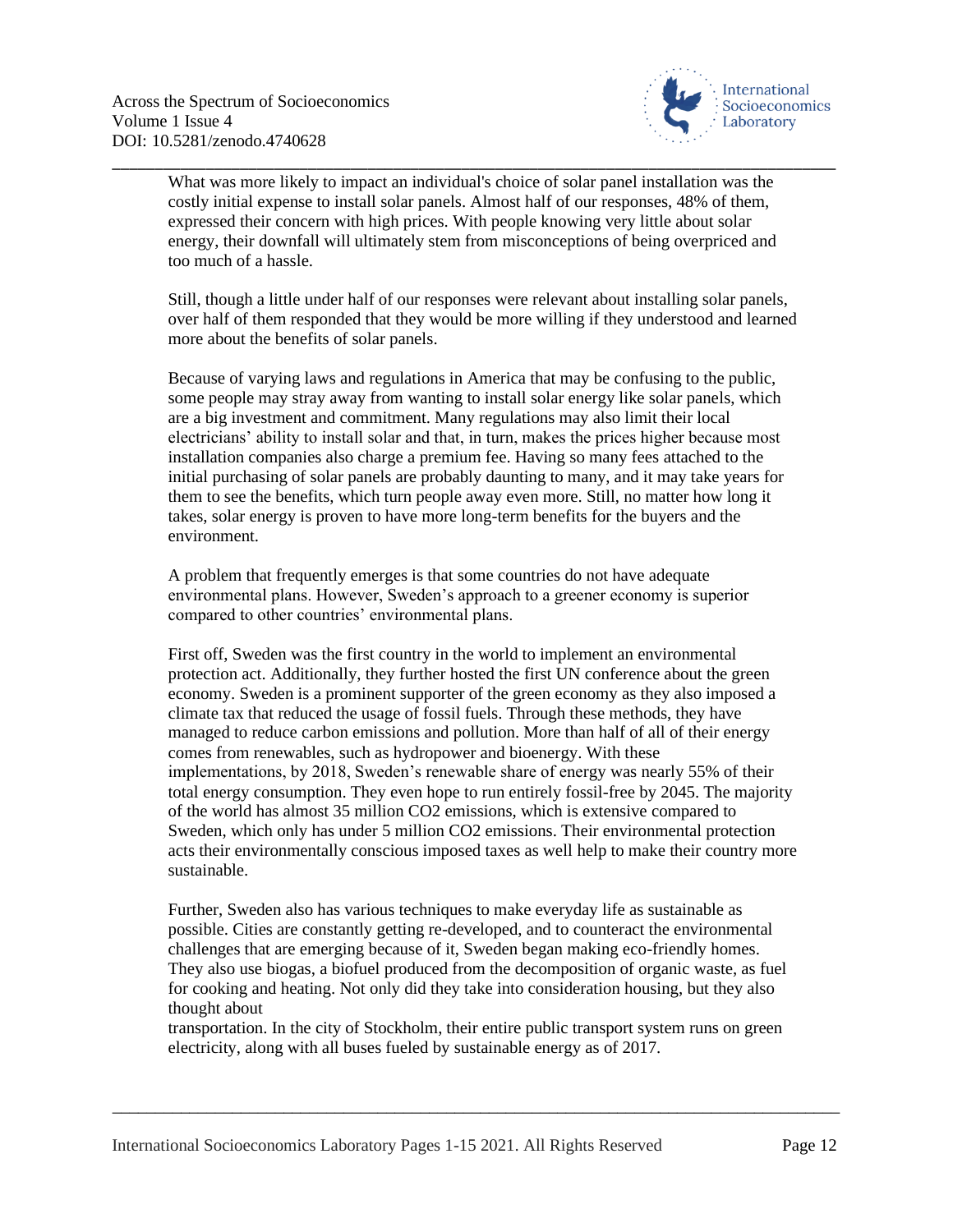What was more likely to impact an individual's choice of solar panel installation was the costly initial expense to install solar panels. Almost half of our responses, 48% of them, expressed their concern with high prices. With people knowing very little about solar energy, their downfall will ultimately stem from misconceptions of being overpriced and too much of a hassle.

Still, though a little under half of our responses were relevant about installing solar panels, over half of them responded that they would be more willing if they understood and learned more about the benefits of solar panels.

Because of varying laws and regulations in America that may be confusing to the public, some people may stray away from wanting to install solar energy like solar panels, which are a big investment and commitment. Many regulations may also limit their local electricians' ability to install solar and that, in turn, makes the prices higher because most installation companies also charge a premium fee. Having so many fees attached to the initial purchasing of solar panels are probably daunting to many, and it may take years for them to see the benefits, which turn people away even more. Still, no matter how long it takes, solar energy is proven to have more long-term benefits for the buyers and the environment.

A problem that frequently emerges is that some countries do not have adequate environmental plans. However, Sweden's approach to a greener economy is superior compared to other countries' environmental plans.

First off, Sweden was the first country in the world to implement an environmental protection act. Additionally, they further hosted the first UN conference about the green economy. Sweden is a prominent supporter of the green economy as they also imposed a climate tax that reduced the usage of fossil fuels. Through these methods, they have managed to reduce carbon emissions and pollution. More than half of all of their energy comes from renewables, such as hydropower and bioenergy. With these implementations, by 2018, Sweden's renewable share of energy was nearly 55% of their total energy consumption. They even hope to run entirely fossil-free by 2045. The majority of the world has almost 35 million $CO_2$ emissions, which is extensive compared to Sweden, which only has under 5 million $CO_2$ emissions. Their environmental protection acts their environmentally conscious imposed taxes as well help to make their country more sustainable.

Further, Sweden also has various techniques to make everyday life as sustainable as possible. Cities are constantly getting re-developed, and to counteract the environmental challenges that are emerging because of it, Sweden began making eco-friendly homes. They also use biogas, a biofuel produced from the decomposition of organic waste, as fuel for cooking and heating. Not only did they take into consideration housing, but they also thought about transportation. In the city of Stockholm, their entire public transport system runs on green electricity, along with all buses fueled by sustainable energy as of 2017.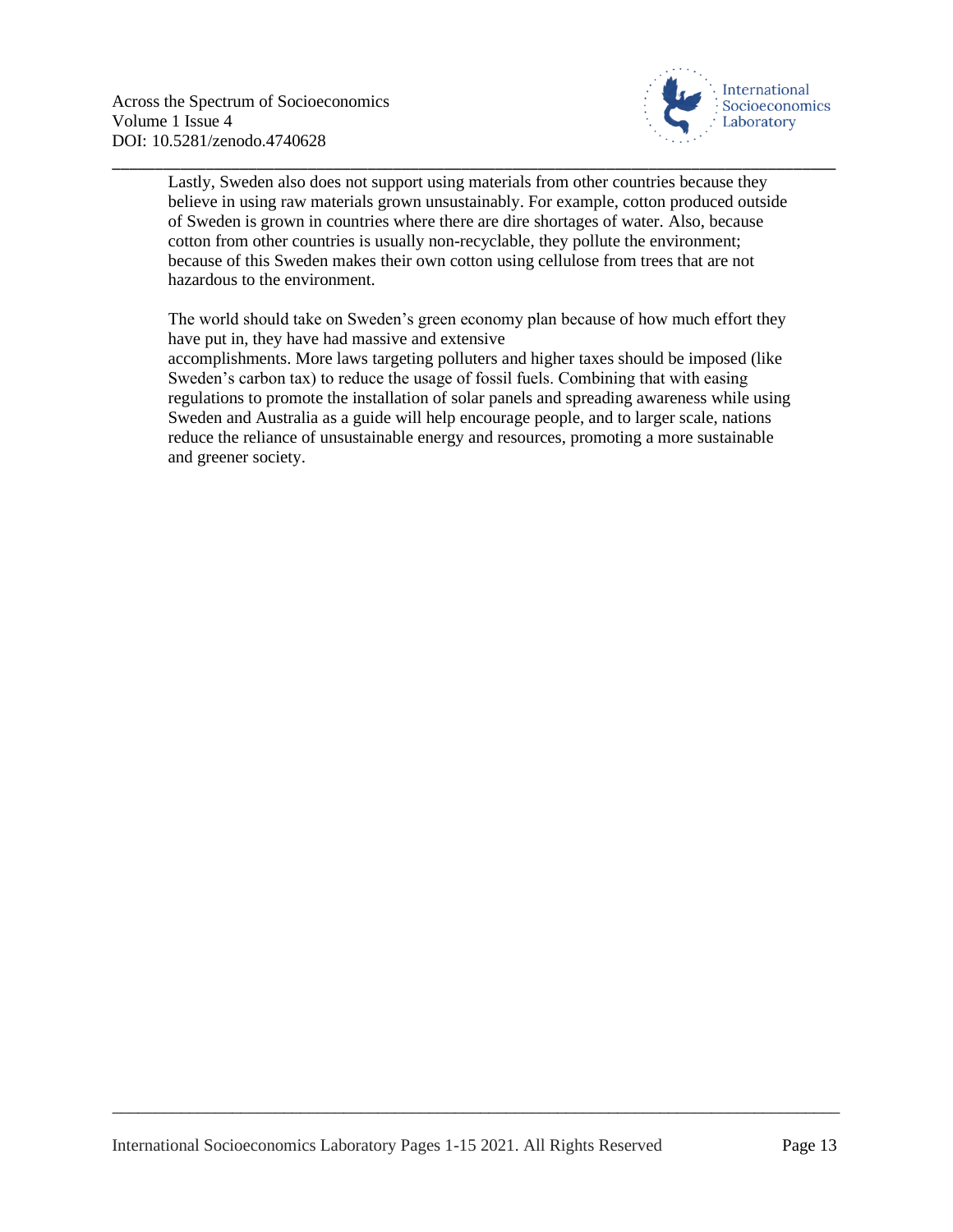Lastly, Sweden also does not support using materials from other countries because they believe in using raw materials grown unsustainably. For example, cotton produced outside of Sweden is grown in countries where there are dire shortages of water. Also, because cotton from other countries is usually non-recyclable, they pollute the environment; because of this Sweden makes their own cotton using cellulose from trees that are not hazardous to the environment.

The world should take on Sweden's green economy plan because of how much effort they have put in, they have had massive and extensive accomplishments. More laws targeting polluters and higher taxes should be imposed (like Sweden's carbon tax) to reduce the usage of fossil fuels. Combining that with easing regulations to promote the installation of solar panels and spreading awareness while using Sweden and Australia as a guide will help encourage people, and to larger scale, nations reduce the reliance of unsustainable energy and resources, promoting a more sustainable and greener society.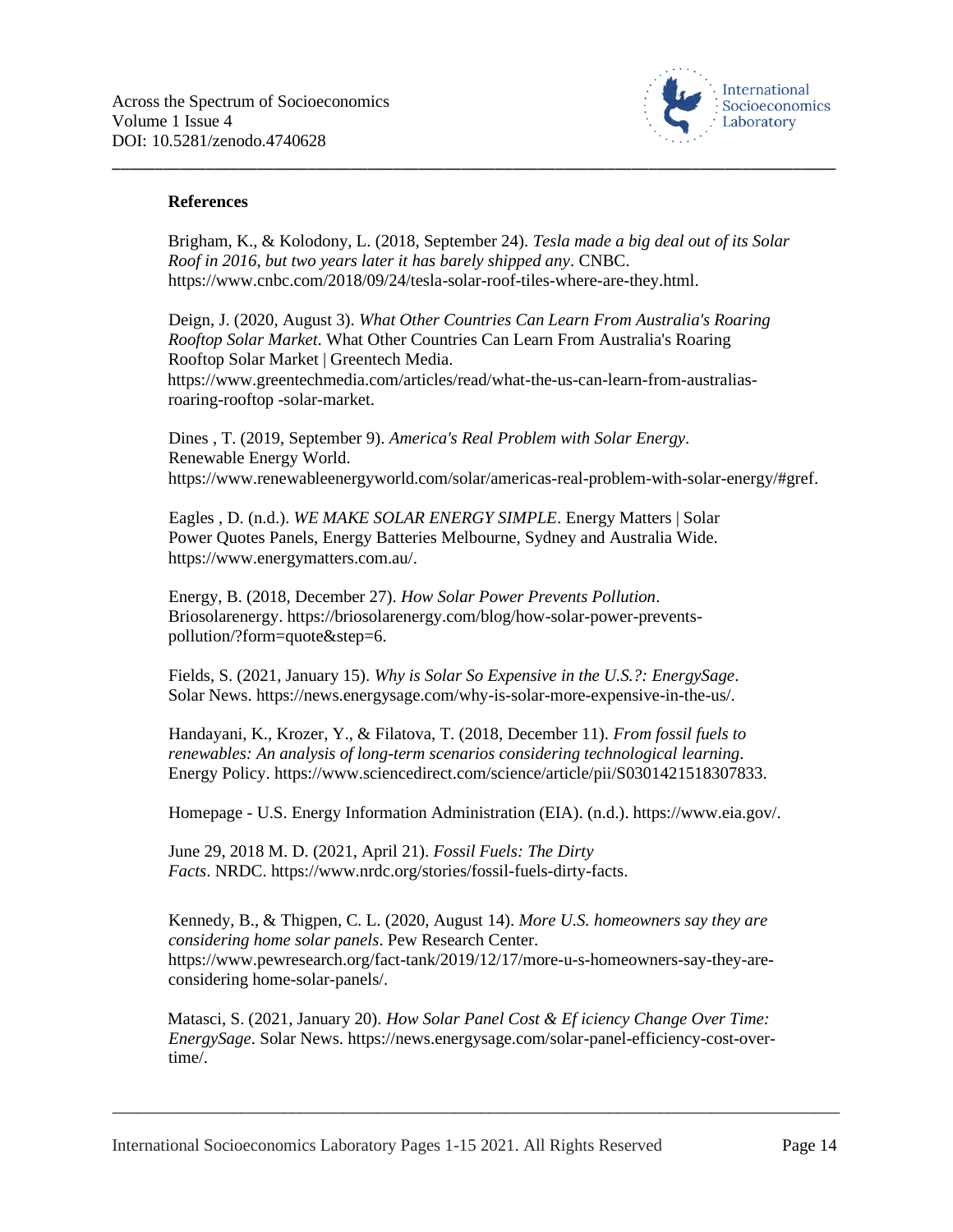**References**

Brigham, K., & Kolodony, L. (2018, September 24). *Tesla made a big deal out of its Solar Roof in 2016, but two years later it has barely shipped any*. CNBC. https://www.cnbc.com/2018/09/24/tesla-solar-roof-tiles-where-are-they.html.

Deign, J. (2020, August 3). *What Other Countries Can Learn From Australia's Roaring Rooftop Solar Market*. What Other Countries Can Learn From Australia's Roaring Rooftop Solar Market | Greentech Media. https://www.greentechmedia.com/articles/read/what-the-us-can-learn-from-australias-roaring-rooftop -solar-market.

Dines , T. (2019, September 9). *America's Real Problem with Solar Energy*. Renewable Energy World. https://www.renewableenergyworld.com/solar/americas-real-problem-with-solar-energy/#gref.

Eagles , D. (n.d.). *WE MAKE SOLAR ENERGY SIMPLE*. Energy Matters | Solar Power Quotes Panels, Energy Batteries Melbourne, Sydney and Australia Wide. https://www.energymatters.com.au/.

Energy, B. (2018, December 27). *How Solar Power Prevents Pollution*. Briosolarenergy. https://briosolarenergy.com/blog/how-solar-power-prevents-pollution/?form=quote&step=6.

Fields, S. (2021, January 15). *Why is Solar So Expensive in the U.S.?: EnergySage*. Solar News. https://news.energysage.com/why-is-solar-more-expensive-in-the-us/.

Handayani, K., Krozer, Y., & Filatova, T. (2018, December 11). *From fossil fuels to renewables: An analysis of long-term scenarios considering technological learning*. Energy Policy. https://www.sciencedirect.com/science/article/pii/S0301421518307833.

Homepage - U.S. Energy Information Administration (EIA). (n.d.). https://www.eia.gov/.

June 29, 2018 M. D. (2021, April 21). *Fossil Fuels: The Dirty Facts*. NRDC. https://www.nrdc.org/stories/fossil-fuels-dirty-facts.

Kennedy, B., & Thigpen, C. L. (2020, August 14). *More U.S. homeowners say they are considering home solar panels*. Pew Research Center. https://www.pewresearch.org/fact-tank/2019/12/17/more-u-s-homeowners-say-they-are-considering home-solar-panels/.

Matasci, S. (2021, January 20). *How Solar Panel Cost & Ef iciency Change Over Time: EnergySage*. Solar News. https://news.energysage.com/solar-panel-efficiency-cost-over-time/.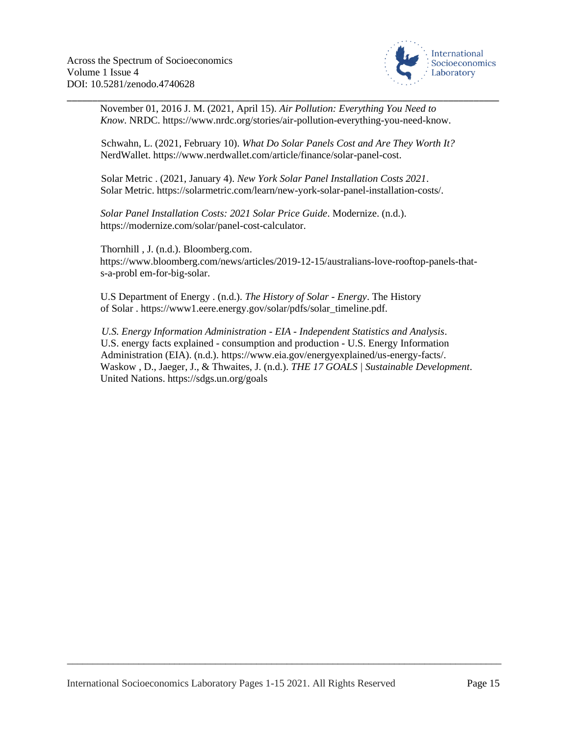November 01, 2016 J. M. (2021, April 15). *Air Pollution: Everything You Need to Know*. NRDC. https://www.nrdc.org/stories/air-pollution-everything-you-need-know.

Schwahn, L. (2021, February 10). *What Do Solar Panels Cost and Are They Worth It?* NerdWallet. https://www.nerdwallet.com/article/finance/solar-panel-cost.

Solar Metric . (2021, January 4). *New York Solar Panel Installation Costs 2021*. Solar Metric. https://solarmetric.com/learn/new-york-solar-panel-installation-costs/.

*Solar Panel Installation Costs: 2021 Solar Price Guide*. Modernize. (n.d.). https://modernize.com/solar/panel-cost-calculator.

Thornhill , J. (n.d.). Bloomberg.com. https://www.bloomberg.com/news/articles/2019-12-15/australians-love-rooftop-panels-that-s-a-probl em-for-big-solar.

U.S Department of Energy . (n.d.). *The History of Solar - Energy*. The History of Solar . https://www1.eere.energy.gov/solar/pdfs/solar_timeline.pdf.

*U.S. Energy Information Administration - EIA - Independent Statistics and Analysis*. U.S. energy facts explained - consumption and production - U.S. Energy Information Administration (EIA). (n.d.). https://www.eia.gov/energyexplained/us-energy-facts/.
Waskow , D., Jaeger, J., & Thwaites, J. (n.d.). *THE 17 GOALS | Sustainable Development*. United Nations. https://sdgs.un.org/goals